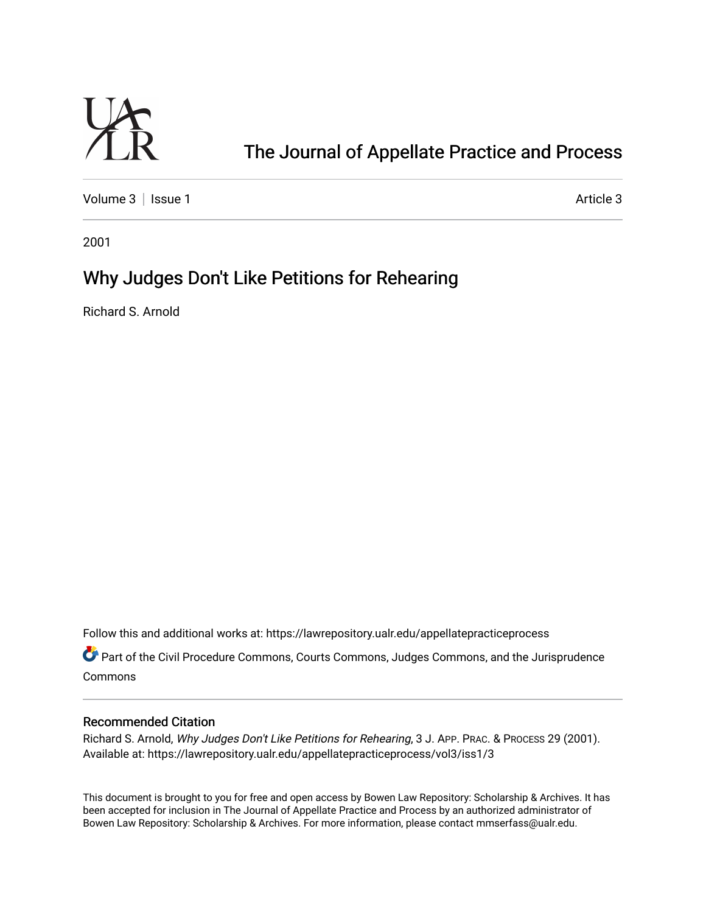# The Journal of Appellate Practice and Process

Volume 3 | Issue 1 Article 3

2001

## Why Judges Don't Like Petitions for Rehearing

Richard S. Arnold

Follow this and additional works at: https://lawrepository.ualr.edu/appellatepracticeprocess

Part of the Civil Procedure Commons, Courts Commons, Judges Commons, and the Jurisprudence Commons

### Recommended Citation

Richard S. Arnold, *Why Judges Don't Like Petitions for Rehearing*, 3 J. APP. PRAC. & PROCESS 29 (2001). Available at: https://lawrepository.ualr.edu/appellatepracticeprocess/vol3/iss1/3

This document is brought to you for free and open access by Bowen Law Repository: Scholarship & Archives. It has been accepted for inclusion in The Journal of Appellate Practice and Process by an authorized administrator of Bowen Law Repository: Scholarship & Archives. For more information, please contact mmserfass@ualr.edu.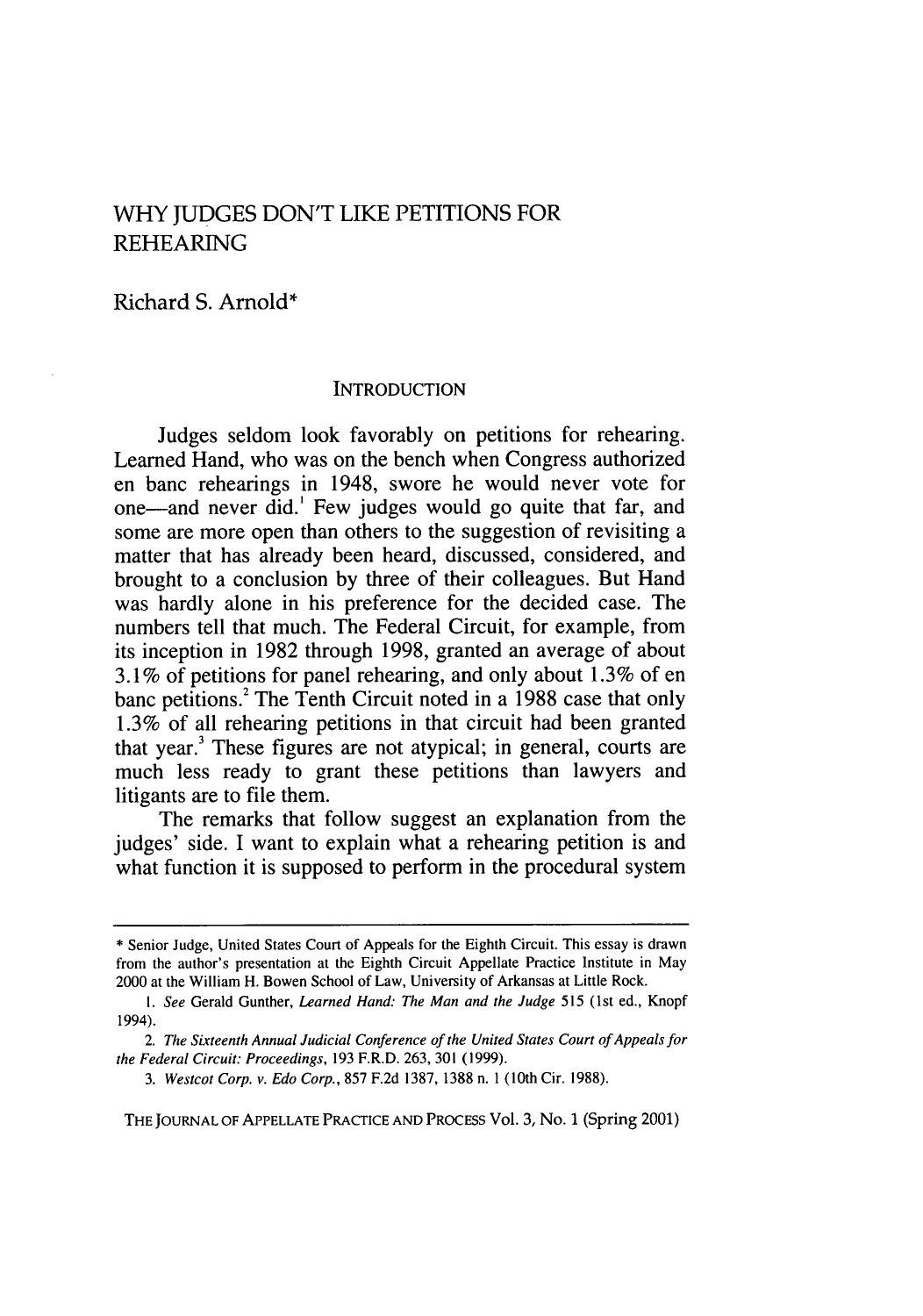# WHY JUDGES DON'T LIKE PETITIONS FOR REHEARING

Richard S. Arnold*

## INTRODUCTION

Judges seldom look favorably on petitions for rehearing. Learned Hand, who was on the bench when Congress authorized en banc rehearings in 1948, swore he would never vote for one—and never did.[1] Few judges would go quite that far, and some are more open than others to the suggestion of revisiting a matter that has already been heard, discussed, considered, and brought to a conclusion by three of their colleagues. But Hand was hardly alone in his preference for the decided case. The numbers tell that much. The Federal Circuit, for example, from its inception in 1982 through 1998, granted an average of about 3.1% of petitions for panel rehearing, and only about 1.3% of en banc petitions.[2] The Tenth Circuit noted in a 1988 case that only 1.3% of all rehearing petitions in that circuit had been granted that year.[3] These figures are not atypical; in general, courts are much less ready to grant these petitions than lawyers and litigants are to file them.

The remarks that follow suggest an explanation from the judges' side. I want to explain what a rehearing petition is and what function it is supposed to perform in the procedural system

---

\* Senior Judge, United States Court of Appeals for the Eighth Circuit. This essay is drawn from the author's presentation at the Eighth Circuit Appellate Practice Institute in May 2000 at the William H. Bowen School of Law, University of Arkansas at Little Rock.

1. *See* Gerald Gunther, *Learned Hand: The Man and the Judge* 515 (1st ed., Knopf 1994).

2. *The Sixteenth Annual Judicial Conference of the United States Court of Appeals for the Federal Circuit: Proceedings*, 193 F.R.D. 263, 301 (1999).

3. *Westcot Corp. v. Edo Corp.*, 857 F.2d 1387, 1388 n. 1 (10th Cir. 1988).

THE JOURNAL OF APPELLATE PRACTICE AND PROCESS Vol. 3, No. 1 (Spring 2001)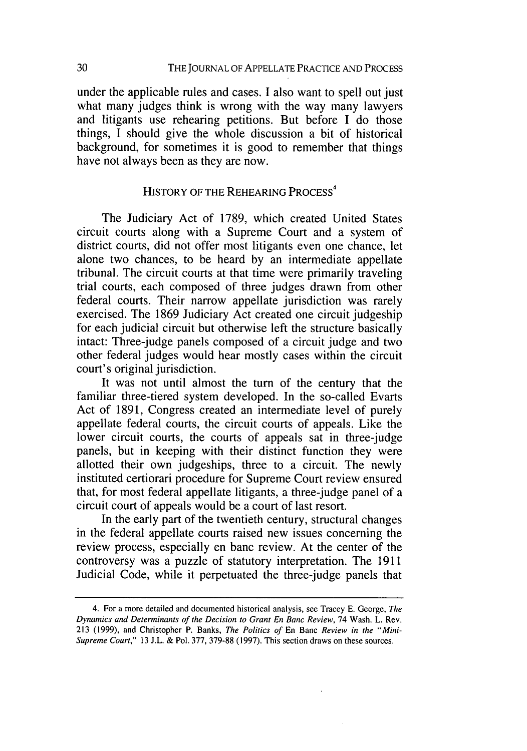under the applicable rules and cases. I also want to spell out just what many judges think is wrong with the way many lawyers and litigants use rehearing petitions. But before I do those things, I should give the whole discussion a bit of historical background, for sometimes it is good to remember that things have not always been as they are now.

## HISTORY OF THE REHEARING PROCESS[4]

The Judiciary Act of 1789, which created United States circuit courts along with a Supreme Court and a system of district courts, did not offer most litigants even one chance, let alone two chances, to be heard by an intermediate appellate tribunal. The circuit courts at that time were primarily traveling trial courts, each composed of three judges drawn from other federal courts. Their narrow appellate jurisdiction was rarely exercised. The 1869 Judiciary Act created one circuit judgeship for each judicial circuit but otherwise left the structure basically intact: Three-judge panels composed of a circuit judge and two other federal judges would hear mostly cases within the circuit court's original jurisdiction.

It was not until almost the turn of the century that the familiar three-tiered system developed. In the so-called Evarts Act of 1891, Congress created an intermediate level of purely appellate federal courts, the circuit courts of appeals. Like the lower circuit courts, the courts of appeals sat in three-judge panels, but in keeping with their distinct function they were allotted their own judgeships, three to a circuit. The newly instituted certiorari procedure for Supreme Court review ensured that, for most federal appellate litigants, a three-judge panel of a circuit court of appeals would be a court of last resort.

In the early part of the twentieth century, structural changes in the federal appellate courts raised new issues concerning the review process, especially en banc review. At the center of the controversy was a puzzle of statutory interpretation. The 1911 Judicial Code, while it perpetuated the three-judge panels that

---

4. For a more detailed and documented historical analysis, see Tracey E. George, *The Dynamics and Determinants of the Decision to Grant En Banc Review*, 74 Wash. L. Rev. 213 (1999), and Christopher P. Banks, *The Politics of* En Banc *Review in the "Mini-Supreme Court,"* 13 J.L. & Pol. 377, 379-88 (1997). This section draws on these sources.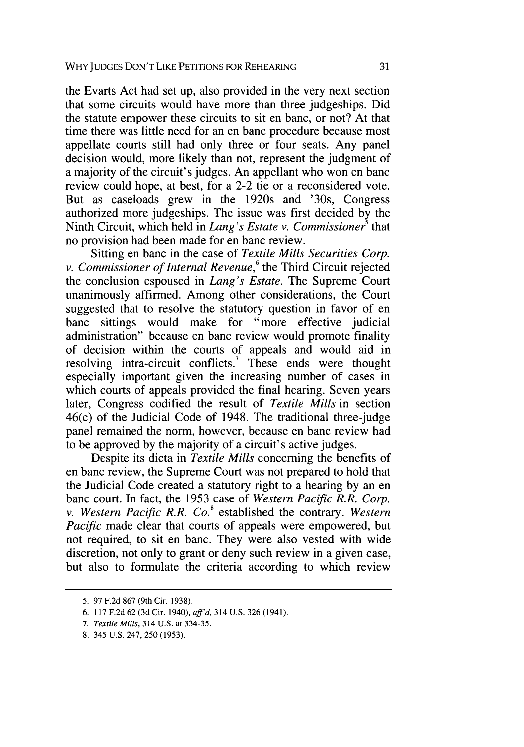the Evarts Act had set up, also provided in the very next section that some circuits would have more than three judgeships. Did the statute empower these circuits to sit en banc, or not? At that time there was little need for an en banc procedure because most appellate courts still had only three or four seats. Any panel decision would, more likely than not, represent the judgment of a majority of the circuit's judges. An appellant who won en banc review could hope, at best, for a 2-2 tie or a reconsidered vote. But as caseloads grew in the 1920s and '30s, Congress authorized more judgeships. The issue was first decided by the Ninth Circuit, which held in *Lang's Estate v. Commissioner*[5] that no provision had been made for en banc review.

Sitting en banc in the case of *Textile Mills Securities Corp. v. Commissioner of Internal Revenue*,[6] the Third Circuit rejected the conclusion espoused in *Lang's Estate*. The Supreme Court unanimously affirmed. Among other considerations, the Court suggested that to resolve the statutory question in favor of en banc sittings would make for "more effective judicial administration" because en banc review would promote finality of decision within the courts of appeals and would aid in resolving intra-circuit conflicts.[7] These ends were thought especially important given the increasing number of cases in which courts of appeals provided the final hearing. Seven years later, Congress codified the result of *Textile Mills* in section 46(c) of the Judicial Code of 1948. The traditional three-judge panel remained the norm, however, because en banc review had to be approved by the majority of a circuit's active judges.

Despite its dicta in *Textile Mills* concerning the benefits of en banc review, the Supreme Court was not prepared to hold that the Judicial Code created a statutory right to a hearing by an en banc court. In fact, the 1953 case of *Western Pacific R.R. Corp. v. Western Pacific R.R. Co.*[8] established the contrary. *Western Pacific* made clear that courts of appeals were empowered, but not required, to sit en banc. They were also vested with wide discretion, not only to grant or deny such review in a given case, but also to formulate the criteria according to which review

---

5. 97 F.2d 867 (9th Cir. 1938).

6. 117 F.2d 62 (3d Cir. 1940), *aff'd*, 314 U.S. 326 (1941).

7. *Textile Mills*, 314 U.S. at 334-35.

8. 345 U.S. 247, 250 (1953).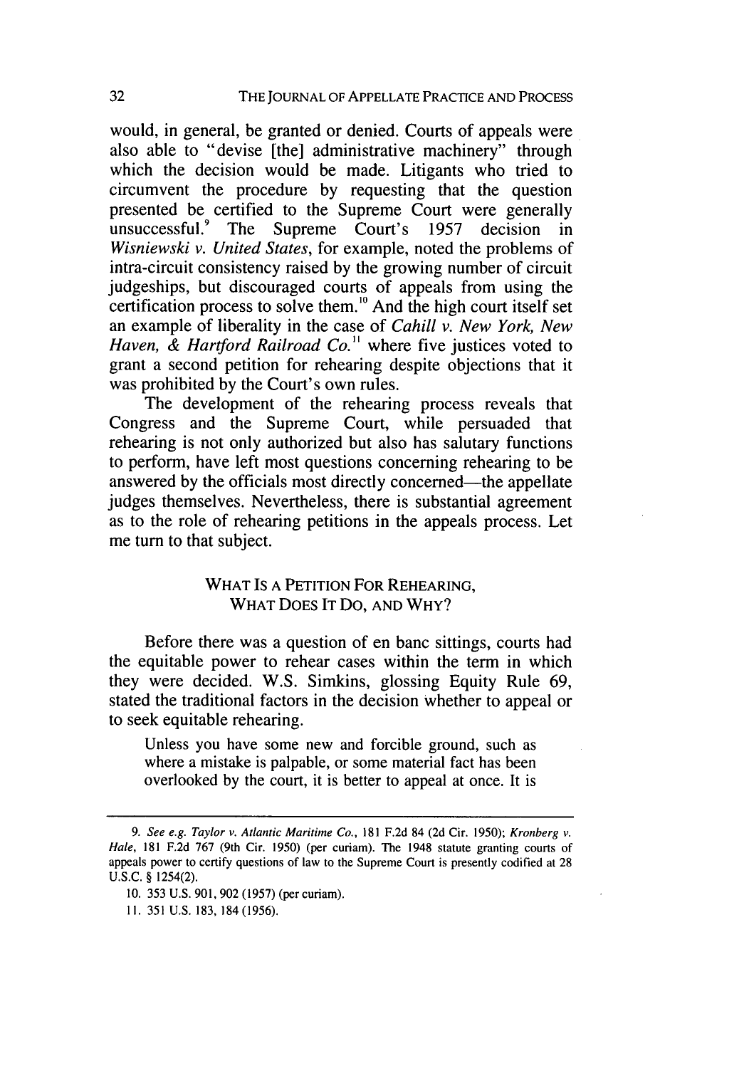would, in general, be granted or denied. Courts of appeals were also able to "devise [the] administrative machinery" through which the decision would be made. Litigants who tried to circumvent the procedure by requesting that the question presented be certified to the Supreme Court were generally unsuccessful.[9] The Supreme Court's 1957 decision in *Wisniewski v. United States*, for example, noted the problems of intra-circuit consistency raised by the growing number of circuit judgeships, but discouraged courts of appeals from using the certification process to solve them.[10] And the high court itself set an example of liberality in the case of *Cahill v. New York, New Haven, & Hartford Railroad Co.*[11] where five justices voted to grant a second petition for rehearing despite objections that it was prohibited by the Court's own rules.

The development of the rehearing process reveals that Congress and the Supreme Court, while persuaded that rehearing is not only authorized but also has salutary functions to perform, have left most questions concerning rehearing to be answered by the officials most directly concerned—the appellate judges themselves. Nevertheless, there is substantial agreement as to the role of rehearing petitions in the appeals process. Let me turn to that subject.

## WHAT IS A PETITION FOR REHEARING, WHAT DOES IT DO, AND WHY?

Before there was a question of en banc sittings, courts had the equitable power to rehear cases within the term in which they were decided. W.S. Simkins, glossing Equity Rule 69, stated the traditional factors in the decision whether to appeal or to seek equitable rehearing.

> Unless you have some new and forcible ground, such as where a mistake is palpable, or some material fact has been overlooked by the court, it is better to appeal at once. It is

---

9. *See e.g. Taylor v. Atlantic Maritime Co.*, 181 F.2d 84 (2d Cir. 1950); *Kronberg v. Hale*, 181 F.2d 767 (9th Cir. 1950) (per curiam). The 1948 statute granting courts of appeals power to certify questions of law to the Supreme Court is presently codified at 28 U.S.C. § 1254(2).

10. 353 U.S. 901, 902 (1957) (per curiam).

11. 351 U.S. 183, 184 (1956).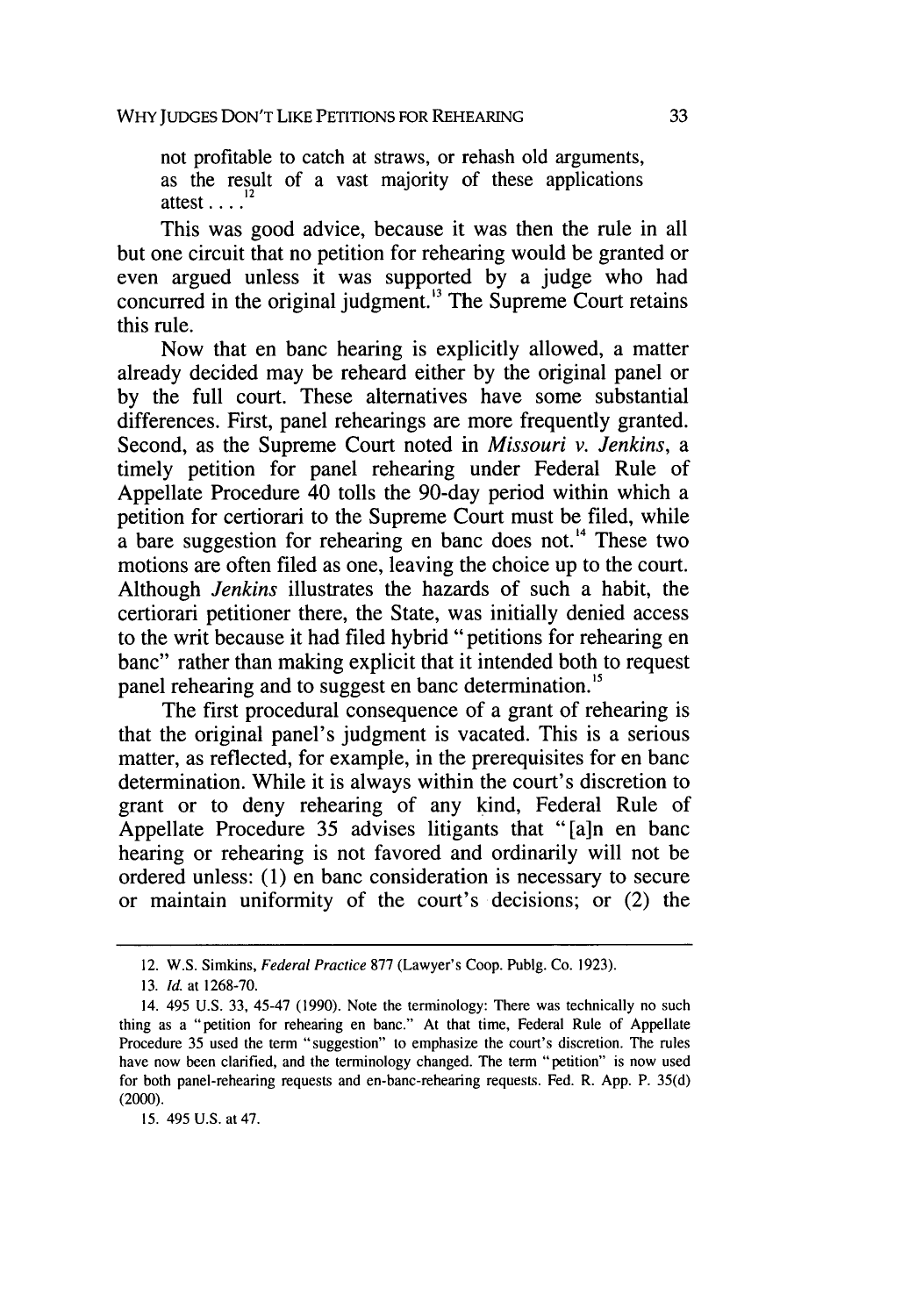not profitable to catch at straws, or rehash old arguments, as the result of a vast majority of these applications attest . . . .[12]

This was good advice, because it was then the rule in all but one circuit that no petition for rehearing would be granted or even argued unless it was supported by a judge who had concurred in the original judgment.[13] The Supreme Court retains this rule.

Now that en banc hearing is explicitly allowed, a matter already decided may be reheard either by the original panel or by the full court. These alternatives have some substantial differences. First, panel rehearings are more frequently granted. Second, as the Supreme Court noted in *Missouri v. Jenkins*, a timely petition for panel rehearing under Federal Rule of Appellate Procedure 40 tolls the 90-day period within which a petition for certiorari to the Supreme Court must be filed, while a bare suggestion for rehearing en banc does not.[14] These two motions are often filed as one, leaving the choice up to the court. Although *Jenkins* illustrates the hazards of such a habit, the certiorari petitioner there, the State, was initially denied access to the writ because it had filed hybrid "petitions for rehearing en banc" rather than making explicit that it intended both to request panel rehearing and to suggest en banc determination.[15]

The first procedural consequence of a grant of rehearing is that the original panel's judgment is vacated. This is a serious matter, as reflected, for example, in the prerequisites for en banc determination. While it is always within the court's discretion to grant or to deny rehearing of any kind, Federal Rule of Appellate Procedure 35 advises litigants that "[a]n en banc hearing or rehearing is not favored and ordinarily will not be ordered unless: (1) en banc consideration is necessary to secure or maintain uniformity of the court's decisions; or (2) the

---

12. W.S. Simkins, *Federal Practice* 877 (Lawyer's Coop. Publg. Co. 1923).

13. *Id.* at 1268-70.

14. 495 U.S. 33, 45-47 (1990). Note the terminology: There was technically no such thing as a "petition for rehearing en banc." At that time, Federal Rule of Appellate Procedure 35 used the term "suggestion" to emphasize the court's discretion. The rules have now been clarified, and the terminology changed. The term "petition" is now used for both panel-rehearing requests and en-banc-rehearing requests. Fed. R. App. P. 35(d) (2000).

15. 495 U.S. at 47.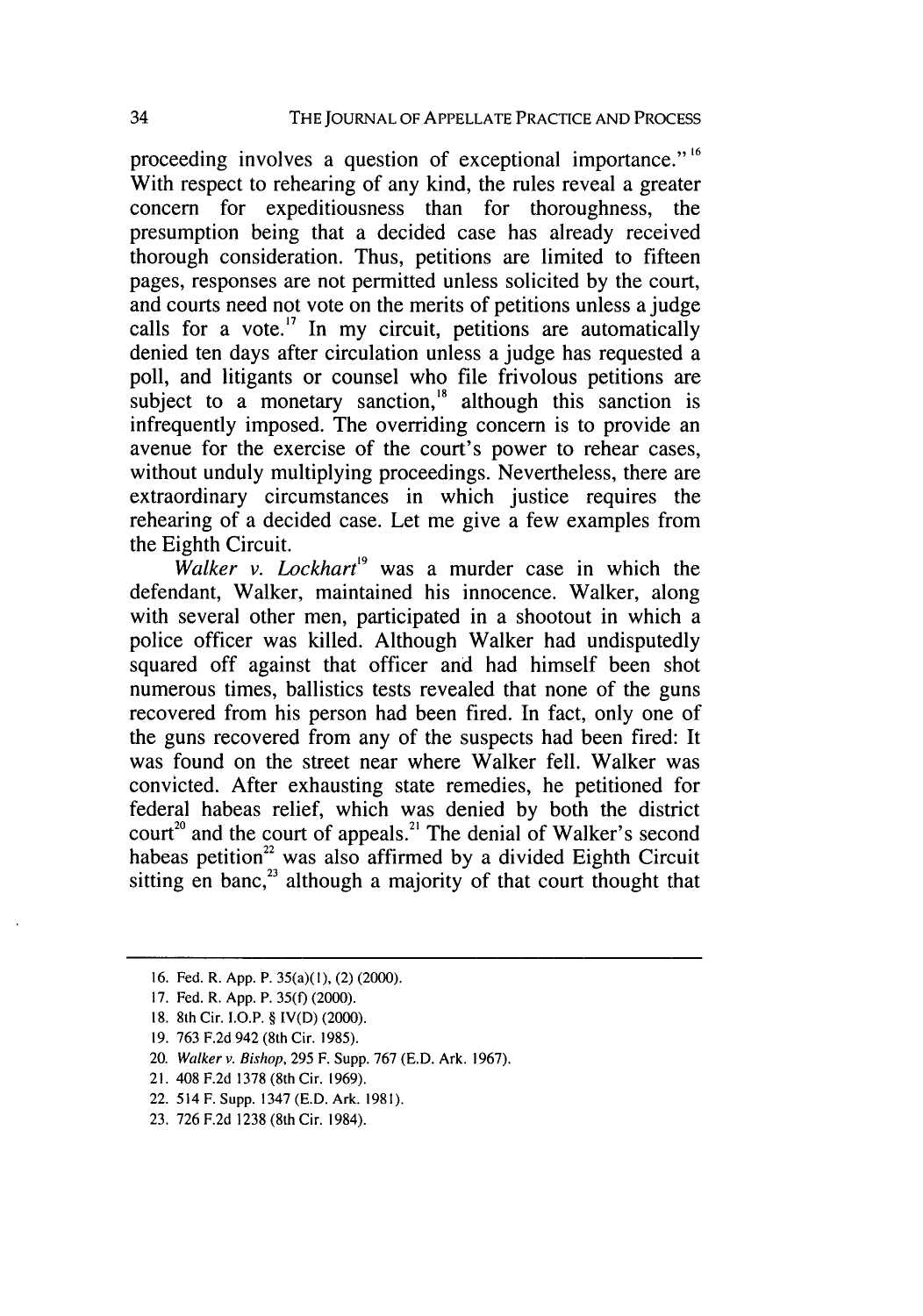proceeding involves a question of exceptional importance."[16] With respect to rehearing of any kind, the rules reveal a greater concern for expeditiousness than for thoroughness, the presumption being that a decided case has already received thorough consideration. Thus, petitions are limited to fifteen pages, responses are not permitted unless solicited by the court, and courts need not vote on the merits of petitions unless a judge calls for a vote.[17] In my circuit, petitions are automatically denied ten days after circulation unless a judge has requested a poll, and litigants or counsel who file frivolous petitions are subject to a monetary sanction,[18] although this sanction is infrequently imposed. The overriding concern is to provide an avenue for the exercise of the court's power to rehear cases, without unduly multiplying proceedings. Nevertheless, there are extraordinary circumstances in which justice requires the rehearing of a decided case. Let me give a few examples from the Eighth Circuit.

*Walker v. Lockhart*[19] was a murder case in which the defendant, Walker, maintained his innocence. Walker, along with several other men, participated in a shootout in which a police officer was killed. Although Walker had undisputedly squared off against that officer and had himself been shot numerous times, ballistics tests revealed that none of the guns recovered from his person had been fired. In fact, only one of the guns recovered from any of the suspects had been fired: It was found on the street near where Walker fell. Walker was convicted. After exhausting state remedies, he petitioned for federal habeas relief, which was denied by both the district court[20] and the court of appeals.[21] The denial of Walker's second habeas petition[22] was also affirmed by a divided Eighth Circuit sitting en banc,[23] although a majority of that court thought that

---

16. Fed. R. App. P. 35(a)(1), (2) (2000).
17. Fed. R. App. P. 35(f) (2000).
18. 8th Cir. I.O.P. § IV(D) (2000).
19. 763 F.2d 942 (8th Cir. 1985).
20. *Walker v. Bishop*, 295 F. Supp. 767 (E.D. Ark. 1967).
21. 408 F.2d 1378 (8th Cir. 1969).
22. 514 F. Supp. 1347 (E.D. Ark. 1981).
23. 726 F.2d 1238 (8th Cir. 1984).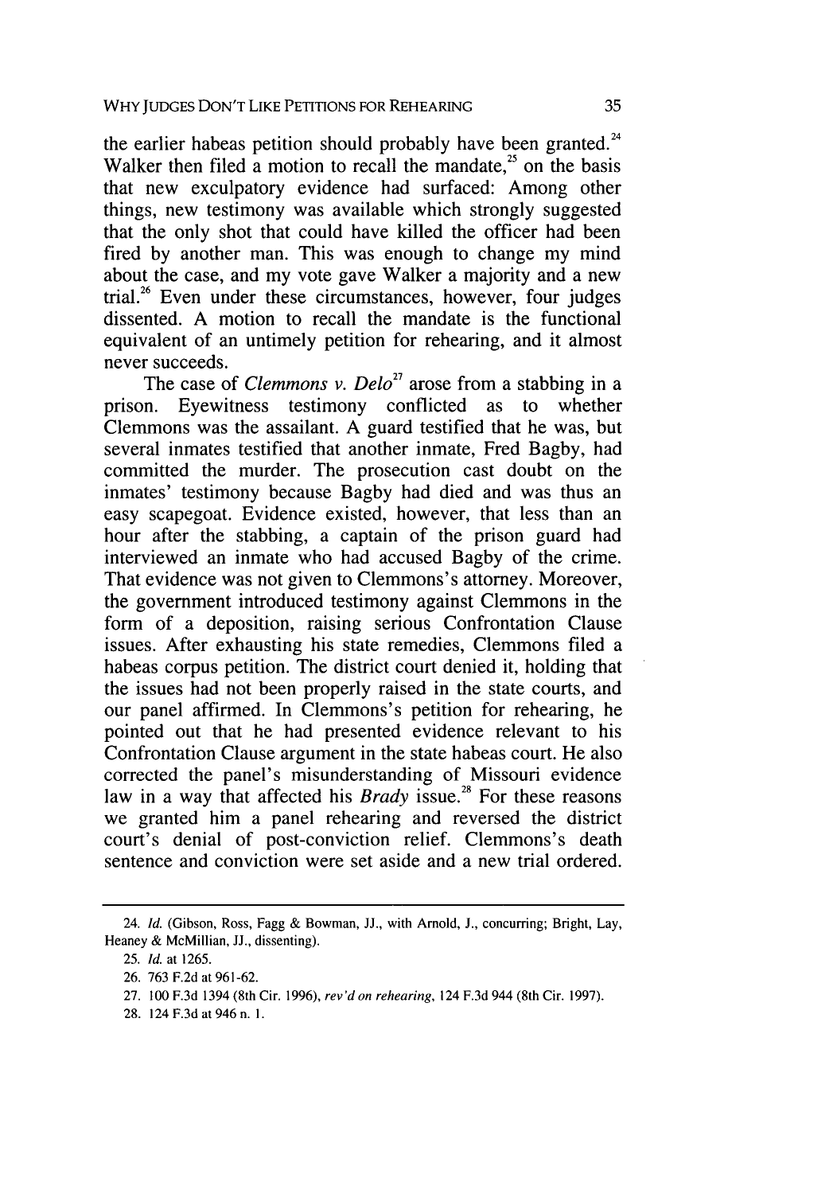the earlier habeas petition should probably have been granted.[24] Walker then filed a motion to recall the mandate,[25] on the basis that new exculpatory evidence had surfaced: Among other things, new testimony was available which strongly suggested that the only shot that could have killed the officer had been fired by another man. This was enough to change my mind about the case, and my vote gave Walker a majority and a new trial.[26] Even under these circumstances, however, four judges dissented. A motion to recall the mandate is the functional equivalent of an untimely petition for rehearing, and it almost never succeeds.

The case of *Clemmons v. Delo*[27] arose from a stabbing in a prison. Eyewitness testimony conflicted as to whether Clemmons was the assailant. A guard testified that he was, but several inmates testified that another inmate, Fred Bagby, had committed the murder. The prosecution cast doubt on the inmates' testimony because Bagby had died and was thus an easy scapegoat. Evidence existed, however, that less than an hour after the stabbing, a captain of the prison guard had interviewed an inmate who had accused Bagby of the crime. That evidence was not given to Clemmons's attorney. Moreover, the government introduced testimony against Clemmons in the form of a deposition, raising serious Confrontation Clause issues. After exhausting his state remedies, Clemmons filed a habeas corpus petition. The district court denied it, holding that the issues had not been properly raised in the state courts, and our panel affirmed. In Clemmons's petition for rehearing, he pointed out that he had presented evidence relevant to his Confrontation Clause argument in the state habeas court. He also corrected the panel's misunderstanding of Missouri evidence law in a way that affected his *Brady* issue.[28] For these reasons we granted him a panel rehearing and reversed the district court's denial of post-conviction relief. Clemmons's death sentence and conviction were set aside and a new trial ordered.

---

24. *Id.* (Gibson, Ross, Fagg & Bowman, JJ., with Arnold, J., concurring; Bright, Lay, Heaney & McMillian, JJ., dissenting).

25. *Id.* at 1265.

26. 763 F.2d at 961-62.

27. 100 F.3d 1394 (8th Cir. 1996), *rev'd on rehearing*, 124 F.3d 944 (8th Cir. 1997).

28. 124 F.3d at 946 n. 1.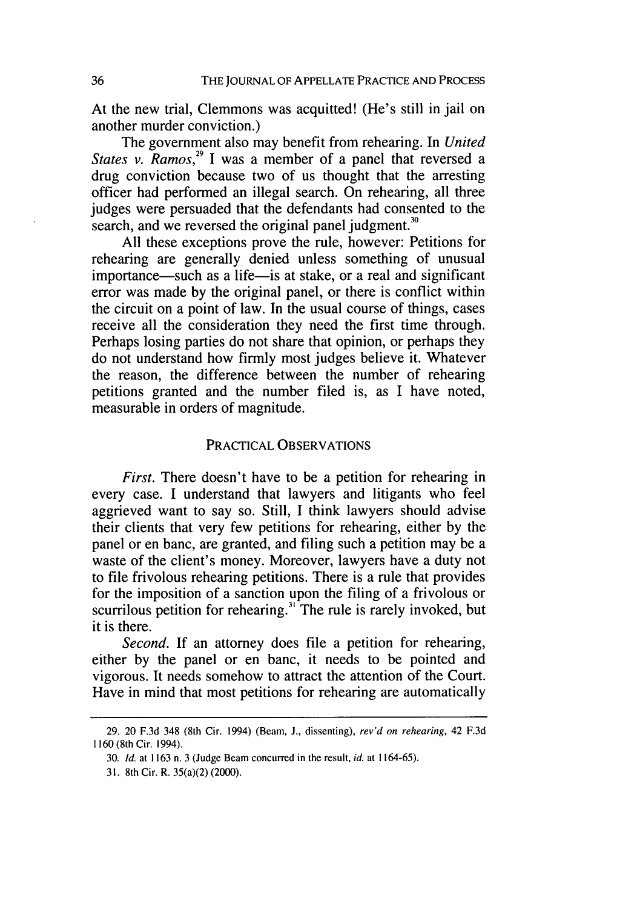At the new trial, Clemmons was acquitted! (He's still in jail on another murder conviction.)

The government also may benefit from rehearing. In *United States v. Ramos*,[29] I was a member of a panel that reversed a drug conviction because two of us thought that the arresting officer had performed an illegal search. On rehearing, all three judges were persuaded that the defendants had consented to the search, and we reversed the original panel judgment.[30]

All these exceptions prove the rule, however: Petitions for rehearing are generally denied unless something of unusual importance—such as a life—is at stake, or a real and significant error was made by the original panel, or there is conflict within the circuit on a point of law. In the usual course of things, cases receive all the consideration they need the first time through. Perhaps losing parties do not share that opinion, or perhaps they do not understand how firmly most judges believe it. Whatever the reason, the difference between the number of rehearing petitions granted and the number filed is, as I have noted, measurable in orders of magnitude.

## PRACTICAL OBSERVATIONS

*First.* There doesn't have to be a petition for rehearing in every case. I understand that lawyers and litigants who feel aggrieved want to say so. Still, I think lawyers should advise their clients that very few petitions for rehearing, either by the panel or en banc, are granted, and filing such a petition may be a waste of the client's money. Moreover, lawyers have a duty not to file frivolous rehearing petitions. There is a rule that provides for the imposition of a sanction upon the filing of a frivolous or scurrilous petition for rehearing.[31] The rule is rarely invoked, but it is there.

*Second.* If an attorney does file a petition for rehearing, either by the panel or en banc, it needs to be pointed and vigorous. It needs somehow to attract the attention of the Court. Have in mind that most petitions for rehearing are automatically

---

29. 20 F.3d 348 (8th Cir. 1994) (Beam, J., dissenting), *rev'd on rehearing*, 42 F.3d 1160 (8th Cir. 1994).

30. *Id.* at 1163 n. 3 (Judge Beam concurred in the result, *id.* at 1164-65).

31. 8th Cir. R. 35(a)(2) (2000).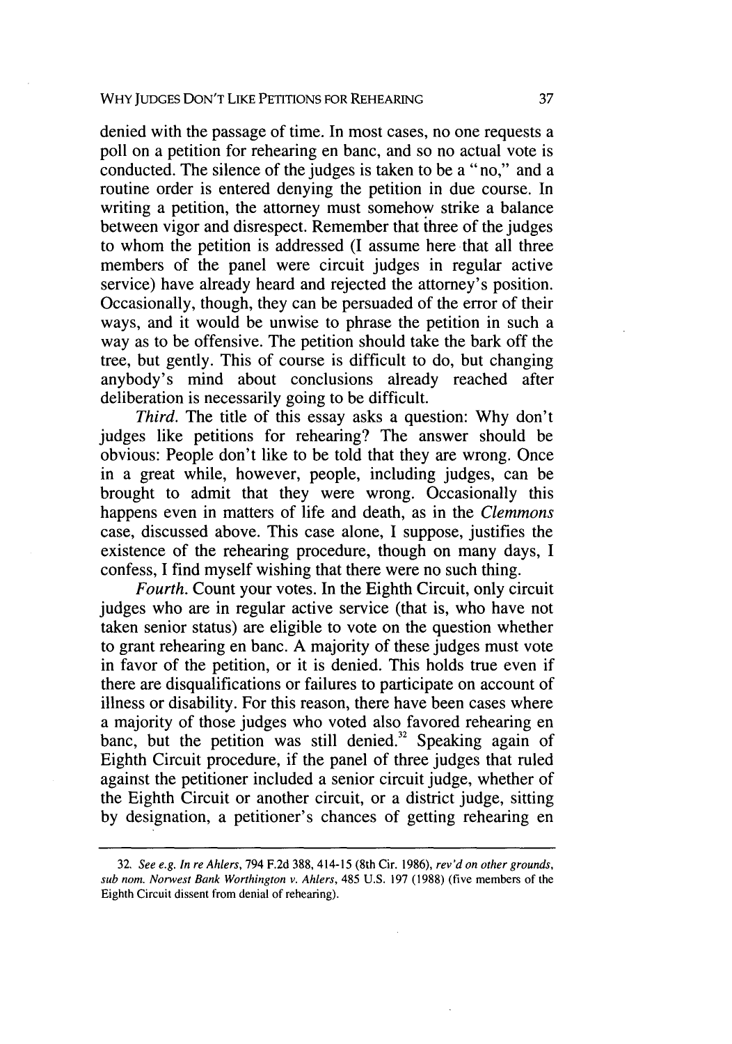denied with the passage of time. In most cases, no one requests a poll on a petition for rehearing en banc, and so no actual vote is conducted. The silence of the judges is taken to be a "no," and a routine order is entered denying the petition in due course. In writing a petition, the attorney must somehow strike a balance between vigor and disrespect. Remember that three of the judges to whom the petition is addressed (I assume here that all three members of the panel were circuit judges in regular active service) have already heard and rejected the attorney's position. Occasionally, though, they can be persuaded of the error of their ways, and it would be unwise to phrase the petition in such a way as to be offensive. The petition should take the bark off the tree, but gently. This of course is difficult to do, but changing anybody's mind about conclusions already reached after deliberation is necessarily going to be difficult.

*Third.* The title of this essay asks a question: Why don't judges like petitions for rehearing? The answer should be obvious: People don't like to be told that they are wrong. Once in a great while, however, people, including judges, can be brought to admit that they were wrong. Occasionally this happens even in matters of life and death, as in the *Clemmons* case, discussed above. This case alone, I suppose, justifies the existence of the rehearing procedure, though on many days, I confess, I find myself wishing that there were no such thing.

*Fourth.* Count your votes. In the Eighth Circuit, only circuit judges who are in regular active service (that is, who have not taken senior status) are eligible to vote on the question whether to grant rehearing en banc. A majority of these judges must vote in favor of the petition, or it is denied. This holds true even if there are disqualifications or failures to participate on account of illness or disability. For this reason, there have been cases where a majority of those judges who voted also favored rehearing en banc, but the petition was still denied.[32] Speaking again of Eighth Circuit procedure, if the panel of three judges that ruled against the petitioner included a senior circuit judge, whether of the Eighth Circuit or another circuit, or a district judge, sitting by designation, a petitioner's chances of getting rehearing en

---

32. *See e.g. In re Ahlers*, 794 F.2d 388, 414-15 (8th Cir. 1986), *rev'd on other grounds, sub nom. Norwest Bank Worthington v. Ahlers*, 485 U.S. 197 (1988) (five members of the Eighth Circuit dissent from denial of rehearing).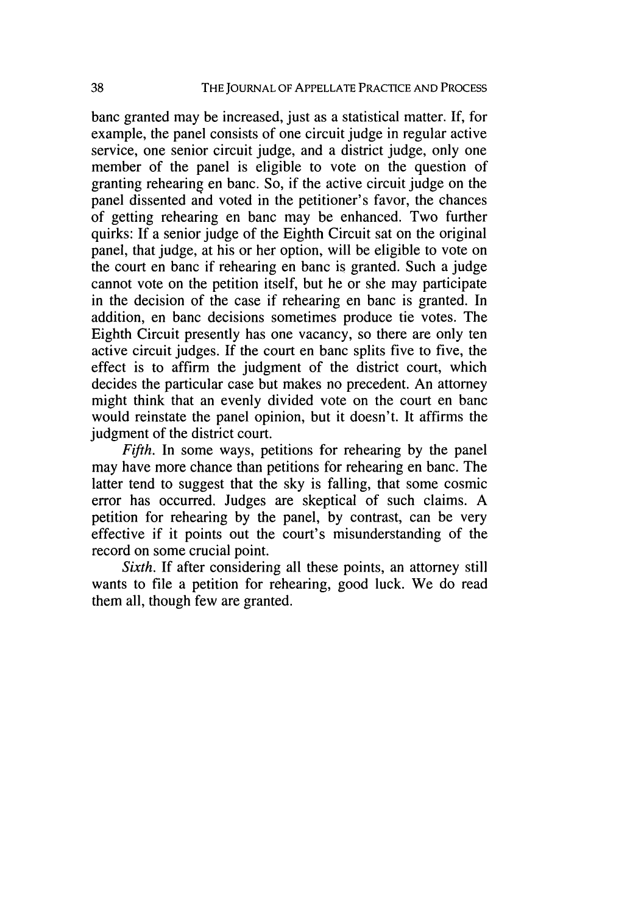banc granted may be increased, just as a statistical matter. If, for example, the panel consists of one circuit judge in regular active service, one senior circuit judge, and a district judge, only one member of the panel is eligible to vote on the question of granting rehearing en banc. So, if the active circuit judge on the panel dissented and voted in the petitioner's favor, the chances of getting rehearing en banc may be enhanced. Two further quirks: If a senior judge of the Eighth Circuit sat on the original panel, that judge, at his or her option, will be eligible to vote on the court en banc if rehearing en banc is granted. Such a judge cannot vote on the petition itself, but he or she may participate in the decision of the case if rehearing en banc is granted. In addition, en banc decisions sometimes produce tie votes. The Eighth Circuit presently has one vacancy, so there are only ten active circuit judges. If the court en banc splits five to five, the effect is to affirm the judgment of the district court, which decides the particular case but makes no precedent. An attorney might think that an evenly divided vote on the court en banc would reinstate the panel opinion, but it doesn't. It affirms the judgment of the district court.

*Fifth.* In some ways, petitions for rehearing by the panel may have more chance than petitions for rehearing en banc. The latter tend to suggest that the sky is falling, that some cosmic error has occurred. Judges are skeptical of such claims. A petition for rehearing by the panel, by contrast, can be very effective if it points out the court's misunderstanding of the record on some crucial point.

*Sixth.* If after considering all these points, an attorney still wants to file a petition for rehearing, good luck. We do read them all, though few are granted.